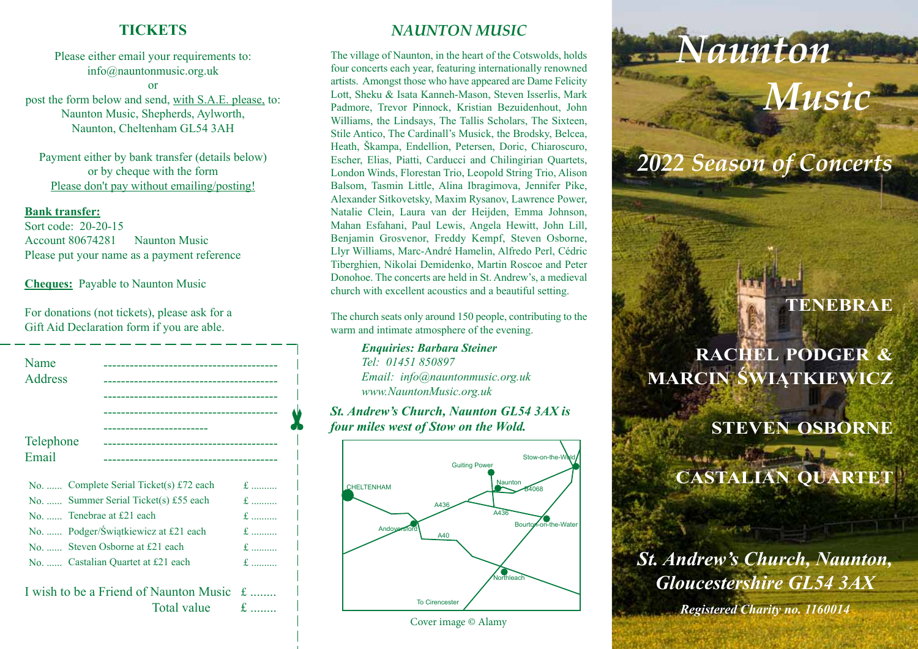## TICKETS

Please either email your requirements to:
info@nauntonmusic.org.uk
or
post the form below and send, with S.A.E. please, to:
Naunton Music, Shepherds, Aylworth,
Naunton, Cheltenham GL54 3AH

Payment either by bank transfer (details below)
or by cheque with the form
Please don't pay without emailing/posting!

**Bank transfer:**
Sort code: 20-20-15
Account 80674281 Naunton Music
Please put your name as a payment reference

**Cheques:** Payable to Naunton Music

For donations (not tickets), please ask for a Gift Aid Declaration form if you are able.

Name ----------------------------------------
Address ----------------------------------------
----------------------------------------
----------------------------------------
------------------------
Telephone ----------------------------------------
Email ----------------------------------------

No. ...... Complete Serial Ticket(s) £72 each £ ..........
No. ...... Summer Serial Ticket(s) £55 each £ ..........
No. ...... Tenebrae at £21 each £ ..........
No. ...... Podger/Świątkiewicz at £21 each £ ..........
No. ...... Steven Osborne at £21 each £ ..........
No. ...... Castalian Quartet at £21 each £ ..........

I wish to be a Friend of Naunton Music £ ........
Total value £ ........

## *NAUNTON MUSIC*

The village of Naunton, in the heart of the Cotswolds, holds four concerts each year, featuring internationally renowned artists. Amongst those who have appeared are Dame Felicity Lott, Sheku & Isata Kanneh-Mason, Steven Isserlis, Mark Padmore, Trevor Pinnock, Kristian Bezuidenhout, John Williams, the Lindsays, The Tallis Scholars, The Sixteen, Stile Antico, The Cardinall's Musick, the Brodsky, Belcea, Heath, Škampa, Endellion, Petersen, Doric, Chiaroscuro, Escher, Elias, Piatti, Carducci and Chilingirian Quartets, London Winds, Florestan Trio, Leopold String Trio, Alison Balsom, Tasmin Little, Alina Ibragimova, Jennifer Pike, Alexander Sitkovetsky, Maxim Rysanov, Lawrence Power, Natalie Clein, Laura van der Heijden, Emma Johnson, Mahan Esfahani, Paul Lewis, Angela Hewitt, John Lill, Benjamin Grosvenor, Freddy Kempf, Steven Osborne, Llyr Williams, Marc-André Hamelin, Alfredo Perl, Cédric Tiberghien, Nikolai Demidenko, Martin Roscoe and Peter Donohoe. The concerts are held in St. Andrew's, a medieval church with excellent acoustics and a beautiful setting.

The church seats only around 150 people, contributing to the warm and intimate atmosphere of the evening.

***Enquiries: Barbara Steiner***
*Tel: 01451 850897*
*Email: info@nauntonmusic.org.uk*
*www.NauntonMusic.org.uk*

***St. Andrew's Church, Naunton GL54 3AX is four miles west of Stow on the Wold.***

CHELTENHAM · Guiting Power · Stow-on-the-Wold · Naunton · B4068 · A436 · A436 · Andoversford · A40 · Bourton-on-the-Water · Northleach · To Cirencester

Cover image © Alamy

# *Naunton Music*

## *2022 Season of Concerts*

**TENEBRAE**

**RACHEL PODGER & MARCIN ŚWIĄTKIEWICZ**

**STEVEN OSBORNE**

**CASTALIAN QUARTET**

***St. Andrew's Church, Naunton, Gloucestershire GL54 3AX***

***Registered Charity no. 1160014***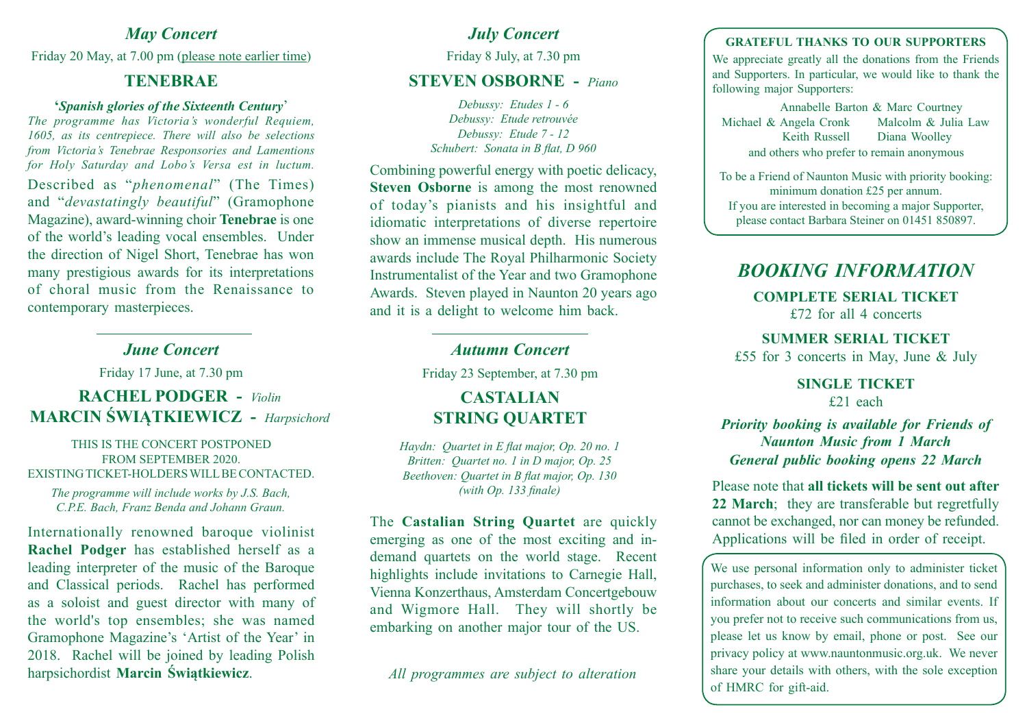## *May Concert*

Friday 20 May, at 7.00 pm (please note earlier time)

## TENEBRAE

***'Spanish glories of the Sixteenth Century'***

*The programme has Victoria's wonderful Requiem, 1605, as its centrepiece. There will also be selections from Victoria's Tenebrae Responsories and Lamentions for Holy Saturday and Lobo's Versa est in luctum.*

Described as "*phenomenal*" (The Times) and "*devastatingly beautiful*" (Gramophone Magazine), award-winning choir **Tenebrae** is one of the world's leading vocal ensembles. Under the direction of Nigel Short, Tenebrae has won many prestigious awards for its interpretations of choral music from the Renaissance to contemporary masterpieces.

---

## *June Concert*

Friday 17 June, at 7.30 pm

## RACHEL PODGER - *Violin*
## MARCIN ŚWIĄTKIEWICZ - *Harpsichord*

THIS IS THE CONCERT POSTPONED FROM SEPTEMBER 2020. EXISTING TICKET-HOLDERS WILL BE CONTACTED.

*The programme will include works by J.S. Bach, C.P.E. Bach, Franz Benda and Johann Graun.*

Internationally renowned baroque violinist **Rachel Podger** has established herself as a leading interpreter of the music of the Baroque and Classical periods. Rachel has performed as a soloist and guest director with many of the world's top ensembles; she was named Gramophone Magazine's 'Artist of the Year' in 2018. Rachel will be joined by leading Polish harpsichordist **Marcin Świątkiewicz**.

## *July Concert*

Friday 8 July, at 7.30 pm

## STEVEN OSBORNE - *Piano*

*Debussy: Etudes 1 - 6*
*Debussy: Etude retrouvée*
*Debussy: Etude 7 - 12*
*Schubert: Sonata in B flat, D 960*

Combining powerful energy with poetic delicacy, **Steven Osborne** is among the most renowned of today's pianists and his insightful and idiomatic interpretations of diverse repertoire show an immense musical depth. His numerous awards include The Royal Philharmonic Society Instrumentalist of the Year and two Gramophone Awards. Steven played in Naunton 20 years ago and it is a delight to welcome him back.

---

## *Autumn Concert*

Friday 23 September, at 7.30 pm

## CASTALIAN STRING QUARTET

*Haydn: Quartet in E flat major, Op. 20 no. 1*
*Britten: Quartet no. 1 in D major, Op. 25*
*Beethoven: Quartet in B flat major, Op. 130 (with Op. 133 finale)*

The **Castalian String Quartet** are quickly emerging as one of the most exciting and in-demand quartets on the world stage. Recent highlights include invitations to Carnegie Hall, Vienna Konzerthaus, Amsterdam Concertgebouw and Wigmore Hall. They will shortly be embarking on another major tour of the US.

*All programmes are subject to alteration*

### GRATEFUL THANKS TO OUR SUPPORTERS

We appreciate greatly all the donations from the Friends and Supporters. In particular, we would like to thank the following major Supporters:

Annabelle Barton & Marc Courtney
Michael & Angela Cronk    Malcolm & Julia Law
Keith Russell    Diana Woolley
and others who prefer to remain anonymous

To be a Friend of Naunton Music with priority booking: minimum donation £25 per annum.
If you are interested in becoming a major Supporter, please contact Barbara Steiner on 01451 850897.

## *BOOKING INFORMATION*

**COMPLETE SERIAL TICKET**
£72 for all 4 concerts

**SUMMER SERIAL TICKET**
£55 for 3 concerts in May, June & July

**SINGLE TICKET**
£21 each

***Priority booking is available for Friends of Naunton Music from 1 March***
***General public booking opens 22 March***

Please note that **all tickets will be sent out after 22 March**; they are transferable but regretfully cannot be exchanged, nor can money be refunded. Applications will be filed in order of receipt.

We use personal information only to administer ticket purchases, to seek and administer donations, and to send information about our concerts and similar events. If you prefer not to receive such communications from us, please let us know by email, phone or post. See our privacy policy at www.nauntonmusic.org.uk. We never share your details with others, with the sole exception of HMRC for gift-aid.